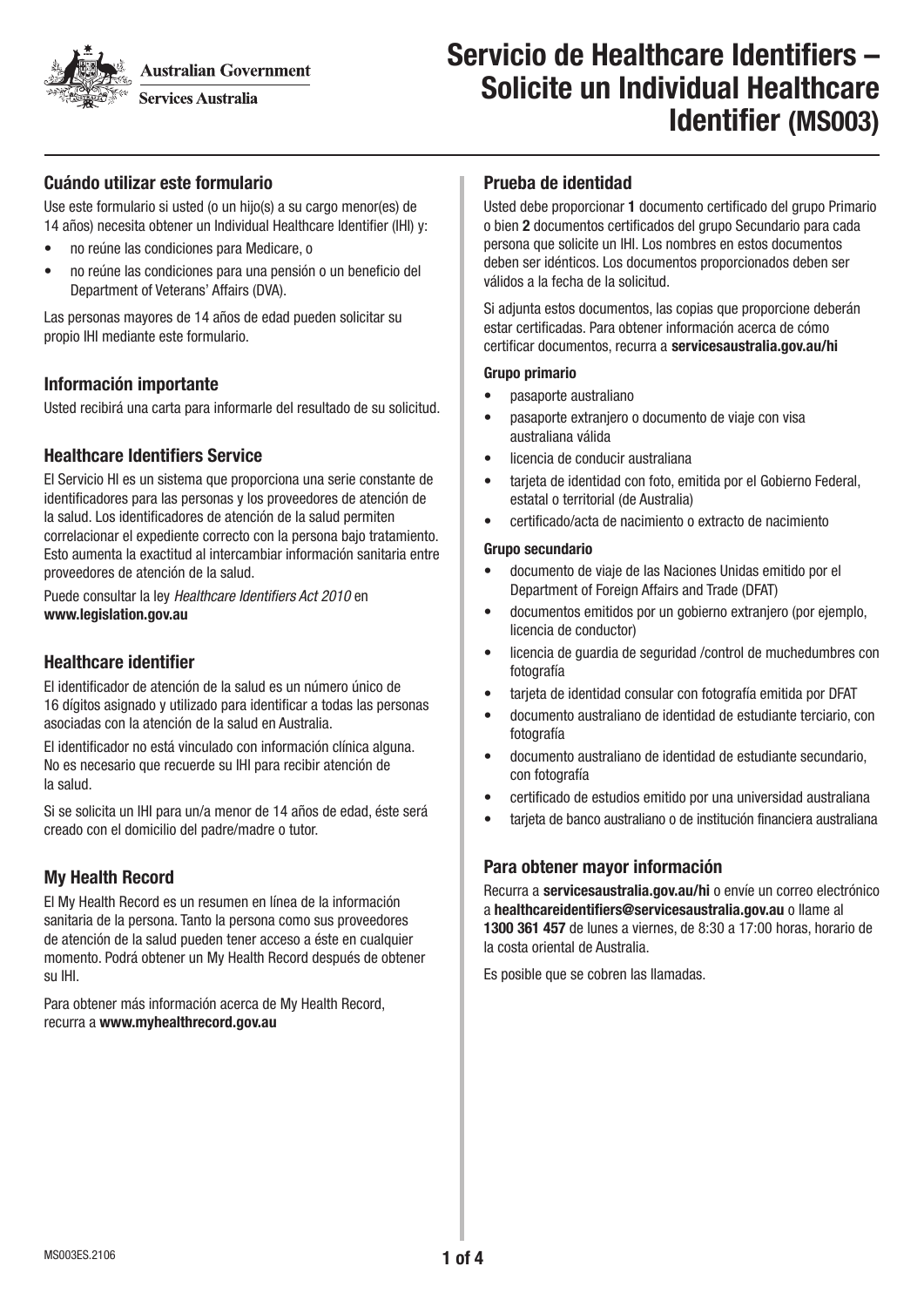Australian Government

Services Australia

# Servicio de Healthcare Identifiers – Solicite un Individual Healthcare Identifier (MS003)

## Cuándo utilizar este formulario

Use este formulario si usted (o un hijo(s) a su cargo menor(es) de 14 años) necesita obtener un Individual Healthcare Identifier (IHI) y:

- no reúne las condiciones para Medicare, o
- no reúne las condiciones para una pensión o un beneficio del Department of Veterans' Affairs (DVA).

Las personas mayores de 14 años de edad pueden solicitar su propio IHI mediante este formulario.

## Información importante

Usted recibirá una carta para informarle del resultado de su solicitud.

## Healthcare Identifiers Service

El Servicio HI es un sistema que proporciona una serie constante de identificadores para las personas y los proveedores de atención de la salud. Los identificadores de atención de la salud permiten correlacionar el expediente correcto con la persona bajo tratamiento. Esto aumenta la exactitud al intercambiar información sanitaria entre proveedores de atención de la salud.

Puede consultar la ley *Healthcare Identifiers Act 2010* en **www.legislation.gov.au**

## Healthcare identifier

El identificador de atención de la salud es un número único de 16 dígitos asignado y utilizado para identificar a todas las personas asociadas con la atención de la salud en Australia.

El identificador no está vinculado con información clínica alguna. No es necesario que recuerde su IHI para recibir atención de la salud.

Si se solicita un IHI para un/a menor de 14 años de edad, éste será creado con el domicilio del padre/madre o tutor.

## My Health Record

El My Health Record es un resumen en línea de la información sanitaria de la persona. Tanto la persona como sus proveedores de atención de la salud pueden tener acceso a éste en cualquier momento. Podrá obtener un My Health Record después de obtener su IHI.

Para obtener más información acerca de My Health Record, recurra a **www.myhealthrecord.gov.au**

## Prueba de identidad

Usted debe proporcionar **1** documento certificado del grupo Primario o bien **2** documentos certificados del grupo Secundario para cada persona que solicite un IHI. Los nombres en estos documentos deben ser idénticos. Los documentos proporcionados deben ser válidos a la fecha de la solicitud.

Si adjunta estos documentos, las copias que proporcione deberán estar certificadas. Para obtener información acerca de cómo certificar documentos, recurra a **servicesaustralia.gov.au/hi**

#### Grupo primario

- pasaporte australiano
- pasaporte extranjero o documento de viaje con visa australiana válida
- licencia de conducir australiana
- tarjeta de identidad con foto, emitida por el Gobierno Federal, estatal o territorial (de Australia)
- certificado/acta de nacimiento o extracto de nacimiento

#### Grupo secundario

- documento de viaje de las Naciones Unidas emitido por el Department of Foreign Affairs and Trade (DFAT)
- documentos emitidos por un gobierno extranjero (por ejemplo, licencia de conductor)
- licencia de guardia de seguridad /control de muchedumbres con fotografía
- tarjeta de identidad consular con fotografía emitida por DFAT
- documento australiano de identidad de estudiante terciario, con fotografía
- documento australiano de identidad de estudiante secundario, con fotografía
- certificado de estudios emitido por una universidad australiana
- tarjeta de banco australiano o de institución financiera australiana

## Para obtener mayor información

Recurra a **servicesaustralia.gov.au/hi** o envíe un correo electrónico a **healthcareidentifiers@servicesaustralia.gov.au** o llame al **1300 361 457** de lunes a viernes, de 8:30 a 17:00 horas, horario de la costa oriental de Australia.

Es posible que se cobren las llamadas.

MS003ES.2106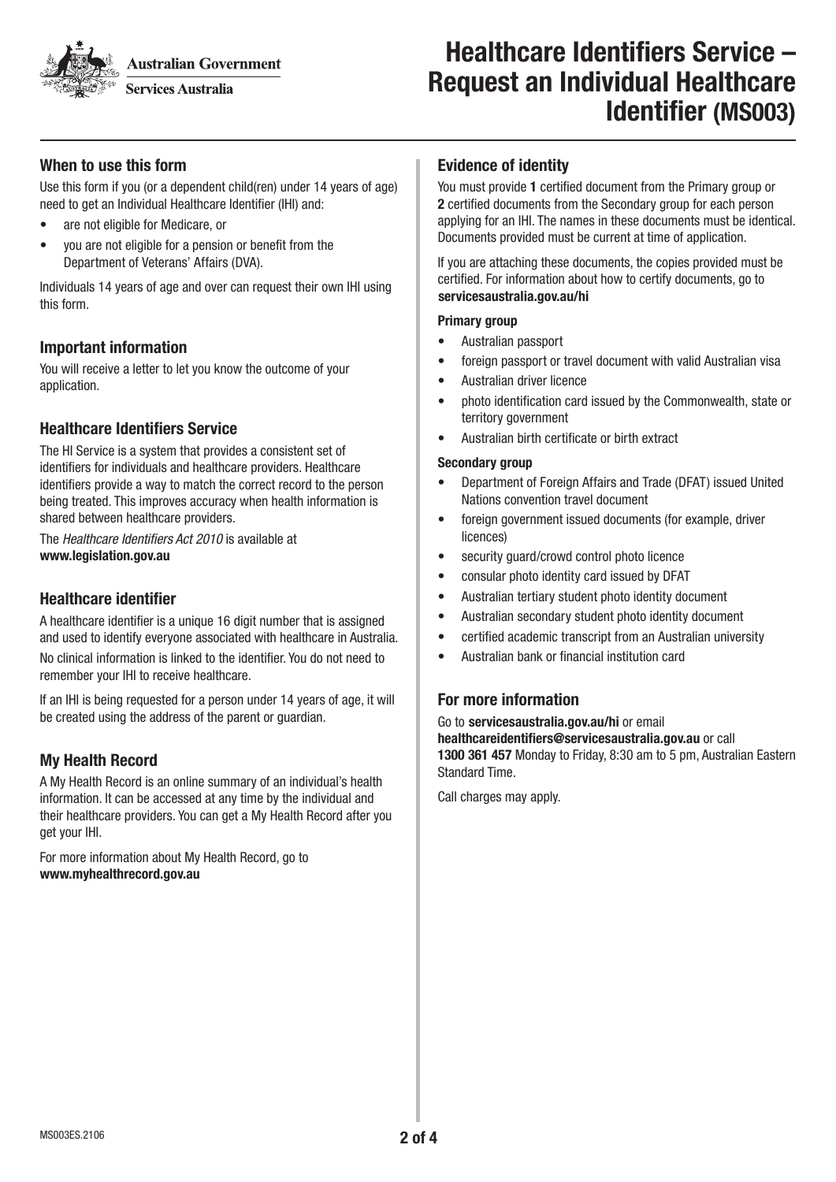Australian Government

Services Australia

# Healthcare Identifiers Service – Request an Individual Healthcare Identifier (MS003)

## When to use this form

Use this form if you (or a dependent child(ren) under 14 years of age) need to get an Individual Healthcare Identifier (IHI) and:

- are not eligible for Medicare, or
- you are not eligible for a pension or benefit from the Department of Veterans' Affairs (DVA).

Individuals 14 years of age and over can request their own IHI using this form.

## Important information

You will receive a letter to let you know the outcome of your application.

## Healthcare Identifiers Service

The HI Service is a system that provides a consistent set of identifiers for individuals and healthcare providers. Healthcare identifiers provide a way to match the correct record to the person being treated. This improves accuracy when health information is shared between healthcare providers.

The *Healthcare Identifiers Act 2010* is available at **www.legislation.gov.au**

## Healthcare identifier

A healthcare identifier is a unique 16 digit number that is assigned and used to identify everyone associated with healthcare in Australia.

No clinical information is linked to the identifier. You do not need to remember your IHI to receive healthcare.

If an IHI is being requested for a person under 14 years of age, it will be created using the address of the parent or guardian.

## My Health Record

A My Health Record is an online summary of an individual's health information. It can be accessed at any time by the individual and their healthcare providers. You can get a My Health Record after you get your IHI.

For more information about My Health Record, go to **www.myhealthrecord.gov.au**

## Evidence of identity

You must provide **1** certified document from the Primary group or **2** certified documents from the Secondary group for each person applying for an IHI. The names in these documents must be identical. Documents provided must be current at time of application.

If you are attaching these documents, the copies provided must be certified. For information about how to certify documents, go to **servicesaustralia.gov.au/hi**

### Primary group

- Australian passport
- foreign passport or travel document with valid Australian visa
- Australian driver licence
- photo identification card issued by the Commonwealth, state or territory government
- Australian birth certificate or birth extract

### Secondary group

- Department of Foreign Affairs and Trade (DFAT) issued United Nations convention travel document
- foreign government issued documents (for example, driver licences)
- security guard/crowd control photo licence
- consular photo identity card issued by DFAT
- Australian tertiary student photo identity document
- Australian secondary student photo identity document
- certified academic transcript from an Australian university
- Australian bank or financial institution card

## For more information

Go to **servicesaustralia.gov.au/hi** or email **healthcareidentifiers@servicesaustralia.gov.au** or call **1300 361 457** Monday to Friday, 8:30 am to 5 pm, Australian Eastern Standard Time.

Call charges may apply.

MS003ES.2106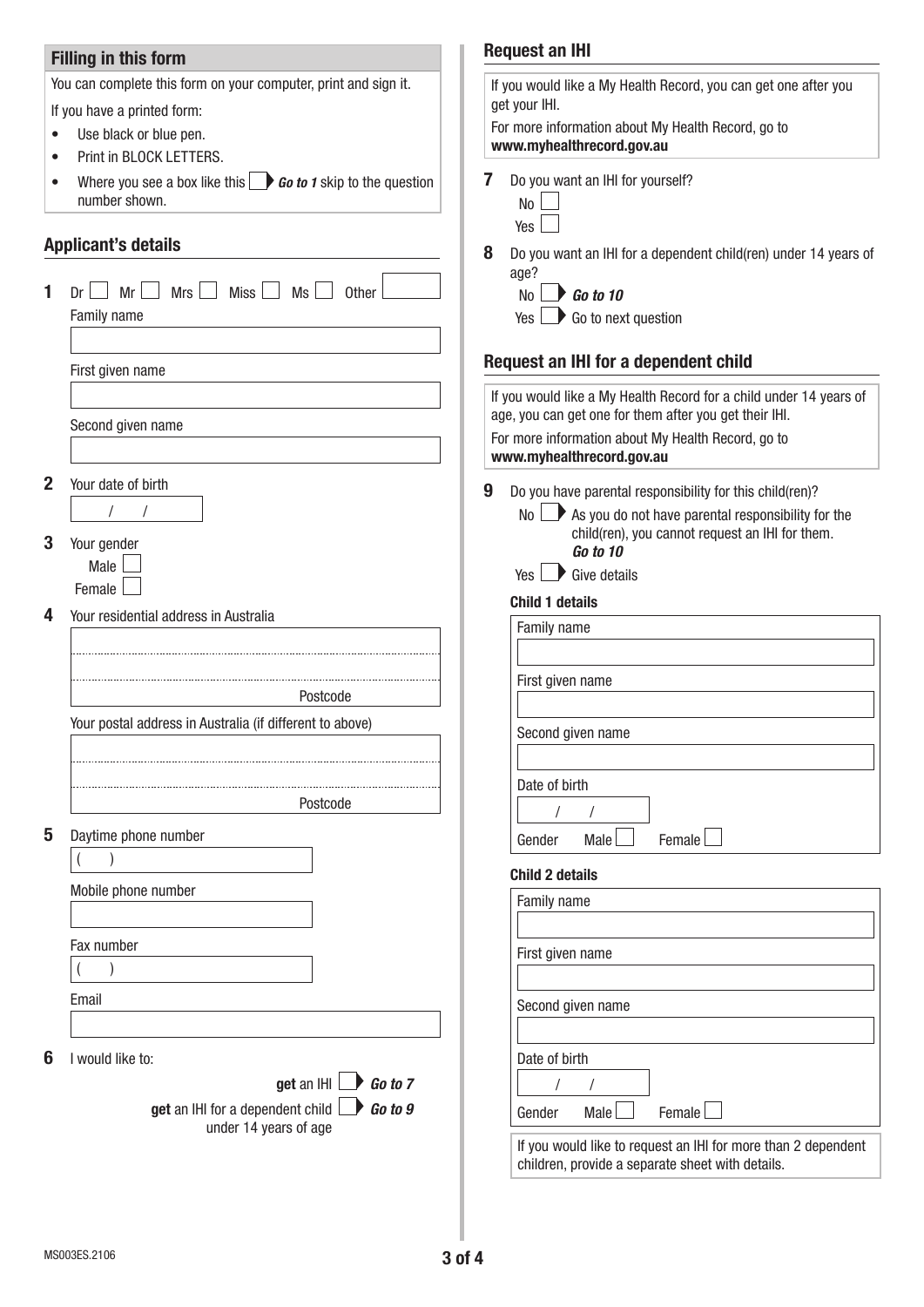## Filling in this form

You can complete this form on your computer, print and sign it.

If you have a printed form:

- Use black or blue pen.
- Print in BLOCK LETTERS.
- Where you see a box like this ☐ ▶ ***Go to 1*** skip to the question number shown.

## Applicant's details

**1** Dr ☐ Mr ☐ Mrs ☐ Miss ☐ Ms ☐ Other

Family name

First given name

Second given name

**2** Your date of birth

/ /

**3** Your gender

Male ☐

Female ☐

**4** Your residential address in Australia

Postcode

Your postal address in Australia (if different to above)

Postcode

**5** Daytime phone number

( )

Mobile phone number

Fax number

( )

Email

**6** I would like to:

**get** an IHI ☐ ▶ ***Go to 7***

**get** an IHI for a dependent child under 14 years of age ☐ ▶ ***Go to 9***

## Request an IHI

If you would like a My Health Record, you can get one after you get your IHI.

For more information about My Health Record, go to **www.myhealthrecord.gov.au**

**7** Do you want an IHI for yourself?

No ☐

Yes ☐

**8** Do you want an IHI for a dependent child(ren) under 14 years of age?

No ☐ ▶ ***Go to 10***

Yes ☐ ▶ Go to next question

## Request an IHI for a dependent child

If you would like a My Health Record for a child under 14 years of age, you can get one for them after you get their IHI.

For more information about My Health Record, go to **www.myhealthrecord.gov.au**

**9** Do you have parental responsibility for this child(ren)?

No ☐ ▶ As you do not have parental responsibility for the child(ren), you cannot request an IHI for them. ***Go to 10***

Yes ☐ ▶ Give details

**Child 1 details**

Family name

First given name

Second given name

Date of birth

/ /

Gender Male ☐ Female ☐

**Child 2 details**

Family name

First given name

Second given name

Date of birth

/ /

Gender Male ☐ Female ☐

If you would like to request an IHI for more than 2 dependent children, provide a separate sheet with details.

MS003ES.2106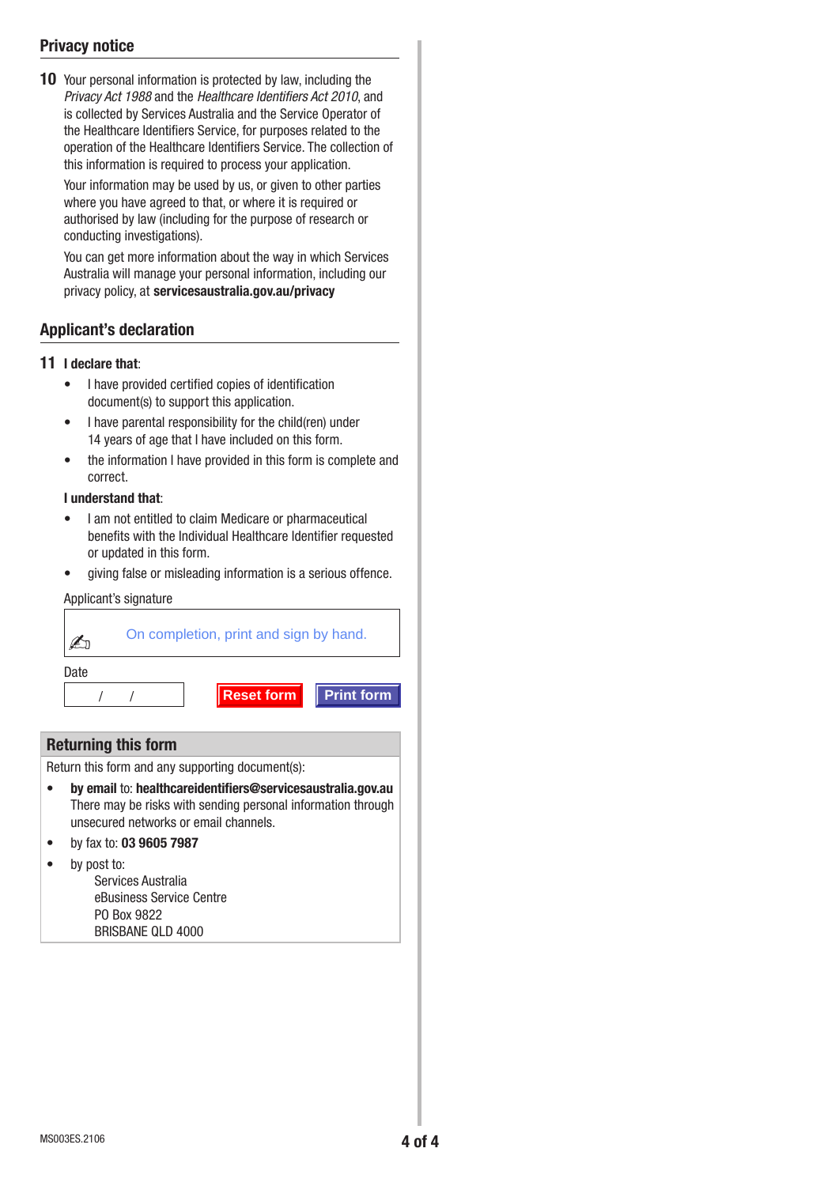## Privacy notice

**10** Your personal information is protected by law, including the *Privacy Act 1988* and the *Healthcare Identifiers Act 2010*, and is collected by Services Australia and the Service Operator of the Healthcare Identifiers Service, for purposes related to the operation of the Healthcare Identifiers Service. The collection of this information is required to process your application.

Your information may be used by us, or given to other parties where you have agreed to that, or where it is required or authorised by law (including for the purpose of research or conducting investigations).

You can get more information about the way in which Services Australia will manage your personal information, including our privacy policy, at **servicesaustralia.gov.au/privacy**

## Applicant's declaration

**11** **I declare that**:

- I have provided certified copies of identification document(s) to support this application.
- I have parental responsibility for the child(ren) under 14 years of age that I have included on this form.
- the information I have provided in this form is complete and correct.

**I understand that**:

- I am not entitled to claim Medicare or pharmaceutical benefits with the Individual Healthcare Identifier requested or updated in this form.
- giving false or misleading information is a serious offence.

Applicant's signature

On completion, print and sign by hand.

Date

/ /

Reset form | Print form

## Returning this form

Return this form and any supporting document(s):

- **by email** to: **healthcareidentifiers@servicesaustralia.gov.au**
  There may be risks with sending personal information through unsecured networks or email channels.
- by fax to: **03 9605 7987**
- by post to:
  Services Australia
  eBusiness Service Centre
  PO Box 9822
  BRISBANE QLD 4000

MS003ES.2106